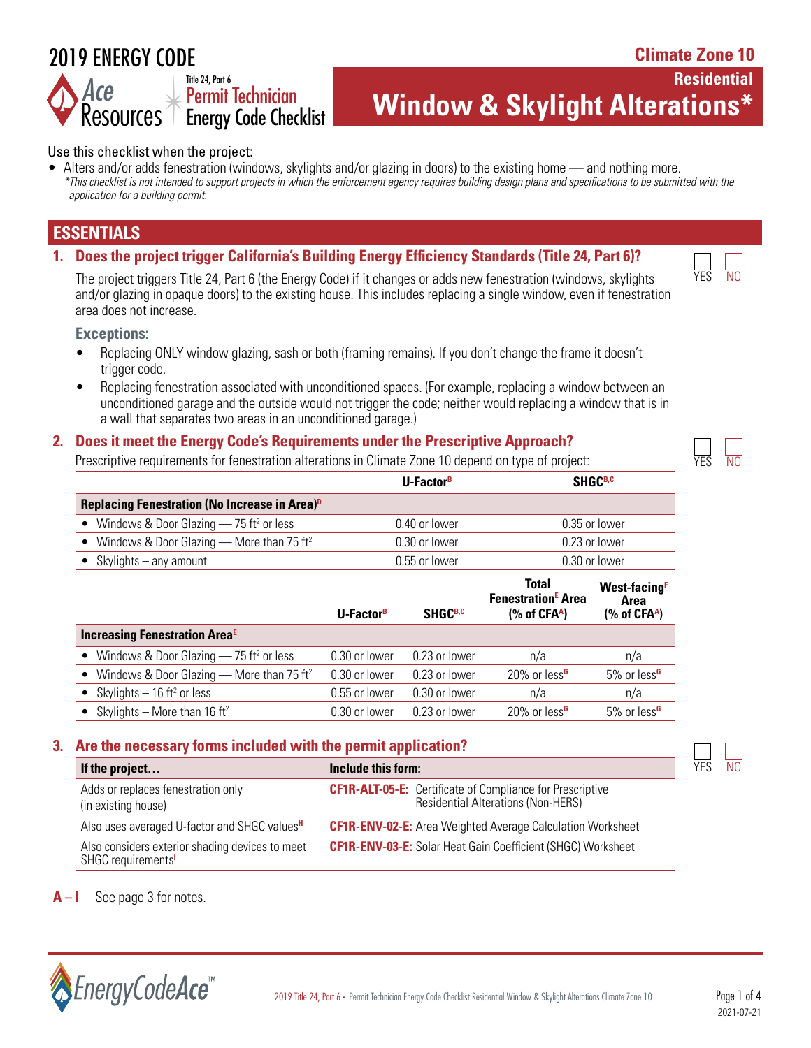2019 ENERGY CODE

Title 24, Part 6
Permit Technician
Energy Code Checklist

Climate Zone 10

Residential

# Window & Skylight Alterations*

Use this checklist when the project:

- Alters and/or adds fenestration (windows, skylights and/or glazing in doors) to the existing home — and nothing more.
  *\*This checklist is not intended to support projects in which the enforcement agency requires building design plans and specifications to be submitted with the application for a building permit.*

## ESSENTIALS

### 1. Does the project trigger California's Building Energy Efficiency Standards (Title 24, Part 6)?

☐ YES ☐ NO

The project triggers Title 24, Part 6 (the Energy Code) if it changes or adds new fenestration (windows, skylights and/or glazing in opaque doors) to the existing house. This includes replacing a single window, even if fenestration area does not increase.

**Exceptions:**

- Replacing ONLY window glazing, sash or both (framing remains). If you don't change the frame it doesn't trigger code.
- Replacing fenestration associated with unconditioned spaces. (For example, replacing a window between an unconditioned garage and the outside would not trigger the code; neither would replacing a window that is in a wall that separates two areas in an unconditioned garage.)

### 2. Does it meet the Energy Code's Requirements under the Prescriptive Approach?

☐ YES ☐ NO

Prescriptive requirements for fenestration alterations in Climate Zone 10 depend on type of project:

| | U-Factor[B] | SHGC[B,C] |
|---|---|---|
| **Replacing Fenestration (No Increase in Area)[D]** | | |
| • Windows & Door Glazing — 75 ft² or less | 0.40 or lower | 0.35 or lower |
| • Windows & Door Glazing — More than 75 ft² | 0.30 or lower | 0.23 or lower |
| • Skylights – any amount | 0.55 or lower | 0.30 or lower |

| | U-Factor[B] | SHGC[B,C] | Total Fenestration[E] Area (% of CFA[A]) | West-facing[F] Area (% of CFA[A]) |
|---|---|---|---|---|
| **Increasing Fenestration Area[E]** | | | | |
| • Windows & Door Glazing — 75 ft² or less | 0.30 or lower | 0.23 or lower | n/a | n/a |
| • Windows & Door Glazing — More than 75 ft² | 0.30 or lower | 0.23 or lower | 20% or less[G] | 5% or less[G] |
| • Skylights – 16 ft² or less | 0.55 or lower | 0.30 or lower | n/a | n/a |
| • Skylights – More than 16 ft² | 0.30 or lower | 0.23 or lower | 20% or less[G] | 5% or less[G] |

### 3. Are the necessary forms included with the permit application?

☐ YES ☐ NO

| If the project… | Include this form: |
|---|---|
| Adds or replaces fenestration only (in existing house) | **CF1R-ALT-05-E:** Certificate of Compliance for Prescriptive Residential Alterations (Non-HERS) |
| Also uses averaged U-factor and SHGC values[H] | **CF1R-ENV-02-E:** Area Weighted Average Calculation Worksheet |
| Also considers exterior shading devices to meet SHGC requirements[I] | **CF1R-ENV-03-E:** Solar Heat Gain Coefficient (SHGC) Worksheet |

**A – I** See page 3 for notes.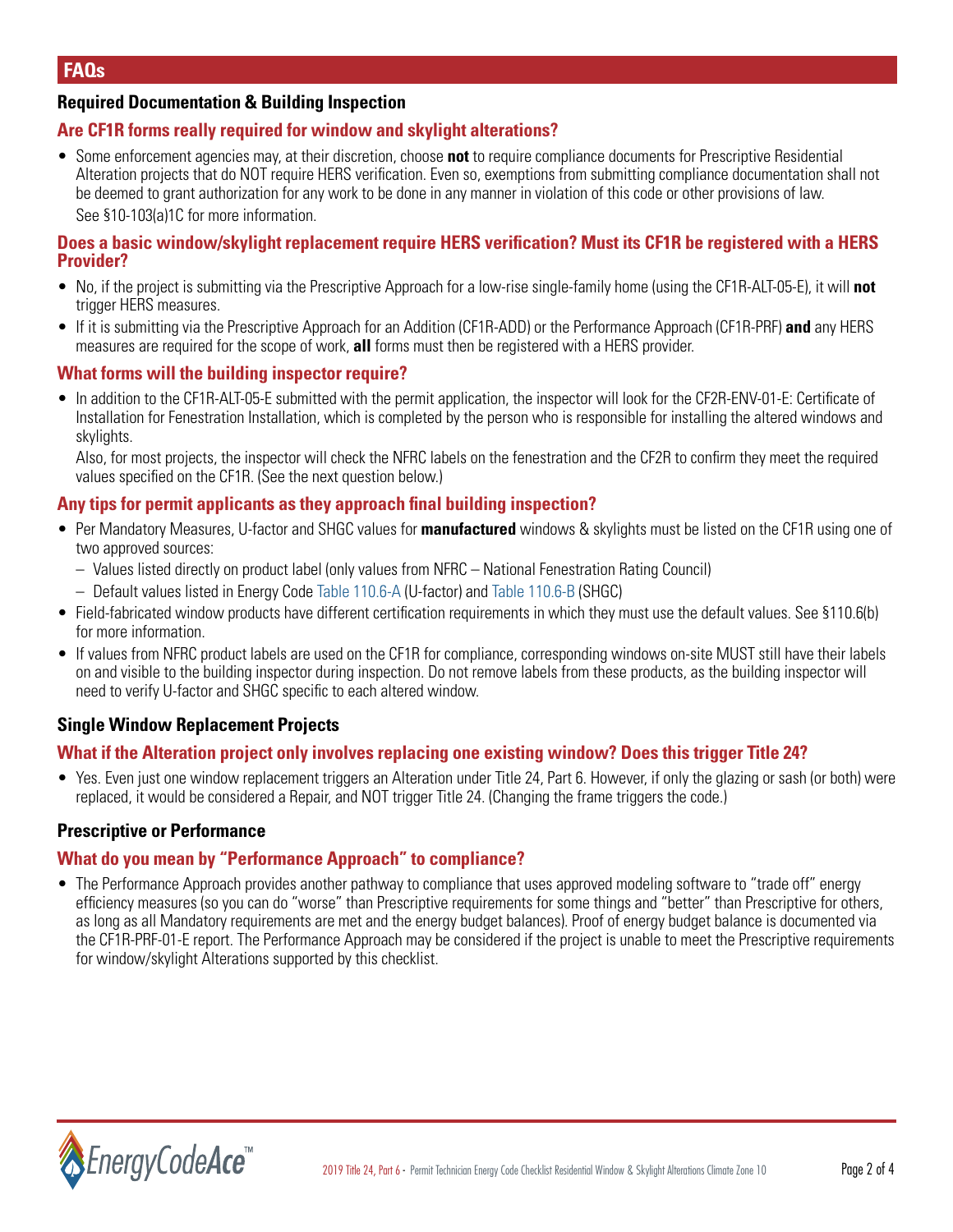## FAQs

### Required Documentation & Building Inspection

#### Are CF1R forms really required for window and skylight alterations?

- Some enforcement agencies may, at their discretion, choose **not** to require compliance documents for Prescriptive Residential Alteration projects that do NOT require HERS verification. Even so, exemptions from submitting compliance documentation shall not be deemed to grant authorization for any work to be done in any manner in violation of this code or other provisions of law. See §10-103(a)1C for more information.

#### Does a basic window/skylight replacement require HERS verification? Must its CF1R be registered with a HERS Provider?

- No, if the project is submitting via the Prescriptive Approach for a low-rise single-family home (using the CF1R-ALT-05-E), it will **not** trigger HERS measures.
- If it is submitting via the Prescriptive Approach for an Addition (CF1R-ADD) or the Performance Approach (CF1R-PRF) **and** any HERS measures are required for the scope of work, **all** forms must then be registered with a HERS provider.

#### What forms will the building inspector require?

- In addition to the CF1R-ALT-05-E submitted with the permit application, the inspector will look for the CF2R-ENV-01-E: Certificate of Installation for Fenestration Installation, which is completed by the person who is responsible for installing the altered windows and skylights.

  Also, for most projects, the inspector will check the NFRC labels on the fenestration and the CF2R to confirm they meet the required values specified on the CF1R. (See the next question below.)

#### Any tips for permit applicants as they approach final building inspection?

- Per Mandatory Measures, U-factor and SHGC values for **manufactured** windows & skylights must be listed on the CF1R using one of two approved sources:
  - Values listed directly on product label (only values from NFRC – National Fenestration Rating Council)
  - Default values listed in Energy Code Table 110.6-A (U-factor) and Table 110.6-B (SHGC)
- Field-fabricated window products have different certification requirements in which they must use the default values. See §110.6(b) for more information.
- If values from NFRC product labels are used on the CF1R for compliance, corresponding windows on-site MUST still have their labels on and visible to the building inspector during inspection. Do not remove labels from these products, as the building inspector will need to verify U-factor and SHGC specific to each altered window.

### Single Window Replacement Projects

#### What if the Alteration project only involves replacing one existing window? Does this trigger Title 24?

- Yes. Even just one window replacement triggers an Alteration under Title 24, Part 6. However, if only the glazing or sash (or both) were replaced, it would be considered a Repair, and NOT trigger Title 24. (Changing the frame triggers the code.)

### Prescriptive or Performance

#### What do you mean by "Performance Approach" to compliance?

- The Performance Approach provides another pathway to compliance that uses approved modeling software to "trade off" energy efficiency measures (so you can do "worse" than Prescriptive requirements for some things and "better" than Prescriptive for others, as long as all Mandatory requirements are met and the energy budget balances). Proof of energy budget balance is documented via the CF1R-PRF-01-E report. The Performance Approach may be considered if the project is unable to meet the Prescriptive requirements for window/skylight Alterations supported by this checklist.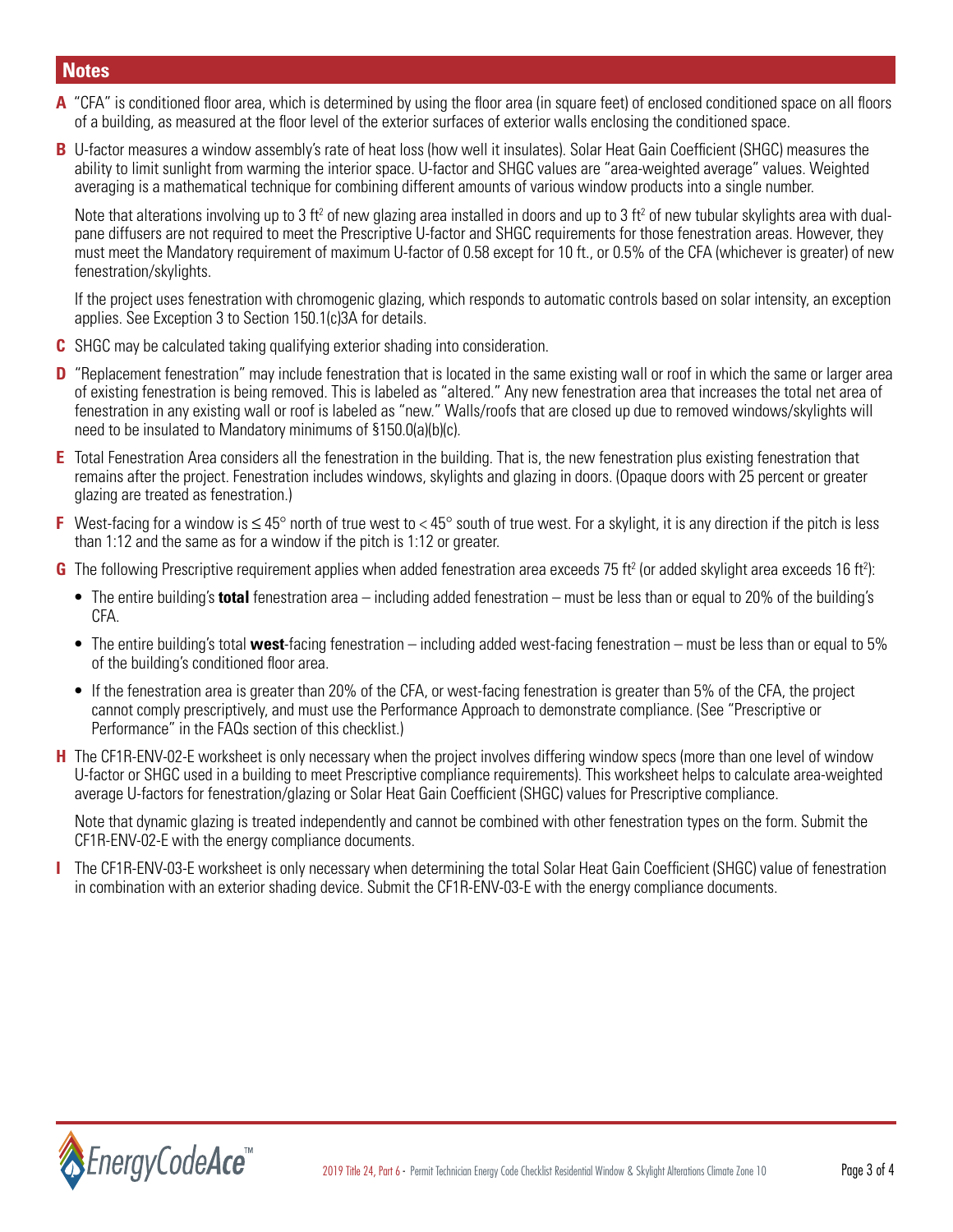## Notes

**A** "CFA" is conditioned floor area, which is determined by using the floor area (in square feet) of enclosed conditioned space on all floors of a building, as measured at the floor level of the exterior surfaces of exterior walls enclosing the conditioned space.

**B** U-factor measures a window assembly's rate of heat loss (how well it insulates). Solar Heat Gain Coefficient (SHGC) measures the ability to limit sunlight from warming the interior space. U-factor and SHGC values are "area-weighted average" values. Weighted averaging is a mathematical technique for combining different amounts of various window products into a single number.

Note that alterations involving up to 3 ft$^2$ of new glazing area installed in doors and up to 3 ft$^2$ of new tubular skylights area with dual-pane diffusers are not required to meet the Prescriptive U-factor and SHGC requirements for those fenestration areas. However, they must meet the Mandatory requirement of maximum U-factor of 0.58 except for 10 ft., or 0.5% of the CFA (whichever is greater) of new fenestration/skylights.

If the project uses fenestration with chromogenic glazing, which responds to automatic controls based on solar intensity, an exception applies. See Exception 3 to Section 150.1(c)3A for details.

**C** SHGC may be calculated taking qualifying exterior shading into consideration.

**D** "Replacement fenestration" may include fenestration that is located in the same existing wall or roof in which the same or larger area of existing fenestration is being removed. This is labeled as "altered." Any new fenestration area that increases the total net area of fenestration in any existing wall or roof is labeled as "new." Walls/roofs that are closed up due to removed windows/skylights will need to be insulated to Mandatory minimums of §150.0(a)(b)(c).

**E** Total Fenestration Area considers all the fenestration in the building. That is, the new fenestration plus existing fenestration that remains after the project. Fenestration includes windows, skylights and glazing in doors. (Opaque doors with 25 percent or greater glazing are treated as fenestration.)

**F** West-facing for a window is ≤ 45° north of true west to < 45° south of true west. For a skylight, it is any direction if the pitch is less than 1:12 and the same as for a window if the pitch is 1:12 or greater.

**G** The following Prescriptive requirement applies when added fenestration area exceeds 75 ft$^2$ (or added skylight area exceeds 16 ft$^2$):

- The entire building's **total** fenestration area – including added fenestration – must be less than or equal to 20% of the building's CFA.
- The entire building's total **west**-facing fenestration – including added west-facing fenestration – must be less than or equal to 5% of the building's conditioned floor area.
- If the fenestration area is greater than 20% of the CFA, or west-facing fenestration is greater than 5% of the CFA, the project cannot comply prescriptively, and must use the Performance Approach to demonstrate compliance. (See "Prescriptive or Performance" in the FAQs section of this checklist.)

**H** The CF1R-ENV-02-E worksheet is only necessary when the project involves differing window specs (more than one level of window U-factor or SHGC used in a building to meet Prescriptive compliance requirements). This worksheet helps to calculate area-weighted average U-factors for fenestration/glazing or Solar Heat Gain Coefficient (SHGC) values for Prescriptive compliance.

Note that dynamic glazing is treated independently and cannot be combined with other fenestration types on the form. Submit the CF1R-ENV-02-E with the energy compliance documents.

**I** The CF1R-ENV-03-E worksheet is only necessary when determining the total Solar Heat Gain Coefficient (SHGC) value of fenestration in combination with an exterior shading device. Submit the CF1R-ENV-03-E with the energy compliance documents.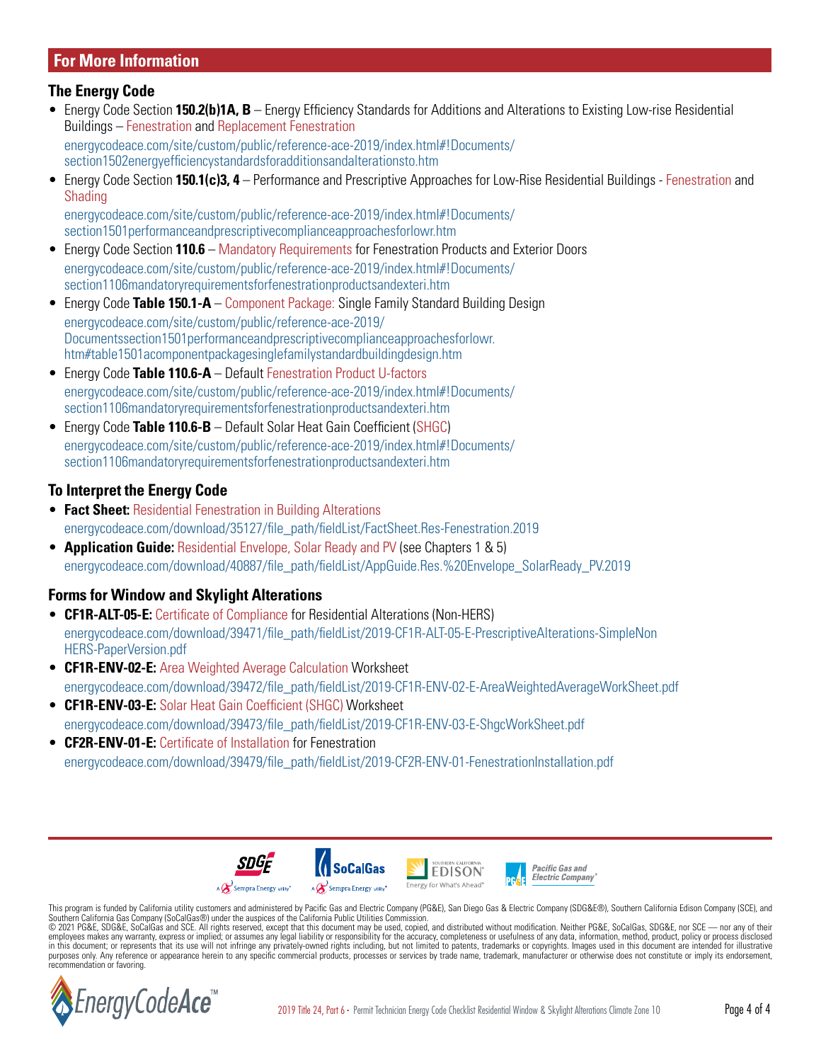## For More Information

### The Energy Code

- Energy Code Section **150.2(b)1A, B** – Energy Efficiency Standards for Additions and Alterations to Existing Low-rise Residential Buildings – Fenestration and Replacement Fenestration
  energycodeace.com/site/custom/public/reference-ace-2019/index.html#!Documents/section1502energyefficiencystandardsforadditionsandalterationsto.htm
- Energy Code Section **150.1(c)3, 4** – Performance and Prescriptive Approaches for Low-Rise Residential Buildings - Fenestration and Shading
  energycodeace.com/site/custom/public/reference-ace-2019/index.html#!Documents/section1501performanceandprescriptivecomplianceapproachesforlowr.htm
- Energy Code Section **110.6** – Mandatory Requirements for Fenestration Products and Exterior Doors
  energycodeace.com/site/custom/public/reference-ace-2019/index.html#!Documents/section1106mandatoryrequirementsforfenestrationproductsandexteri.htm
- Energy Code **Table 150.1-A** – Component Package: Single Family Standard Building Design
  energycodeace.com/site/custom/public/reference-ace-2019/Documentssection1501performanceandprescriptivecomplianceapproachesforlowr.htm#table1501acomponentpackagesinglefamilystandardbuildingdesign.htm
- Energy Code **Table 110.6-A** – Default Fenestration Product U-factors
  energycodeace.com/site/custom/public/reference-ace-2019/index.html#!Documents/section1106mandatoryrequirementsforfenestrationproductsandexteri.htm
- Energy Code **Table 110.6-B** – Default Solar Heat Gain Coefficient (SHGC)
  energycodeace.com/site/custom/public/reference-ace-2019/index.html#!Documents/section1106mandatoryrequirementsforfenestrationproductsandexteri.htm

### To Interpret the Energy Code

- **Fact Sheet:** Residential Fenestration in Building Alterations
  energycodeace.com/download/35127/file_path/fieldList/FactSheet.Res-Fenestration.2019
- **Application Guide:** Residential Envelope, Solar Ready and PV (see Chapters 1 & 5)
  energycodeace.com/download/40887/file_path/fieldList/AppGuide.Res.%20Envelope_SolarReady_PV.2019

### Forms for Window and Skylight Alterations

- **CF1R-ALT-05-E:** Certificate of Compliance for Residential Alterations (Non-HERS)
  energycodeace.com/download/39471/file_path/fieldList/2019-CF1R-ALT-05-E-PrescriptiveAlterations-SimpleNonHERS-PaperVersion.pdf
- **CF1R-ENV-02-E:** Area Weighted Average Calculation Worksheet
  energycodeace.com/download/39472/file_path/fieldList/2019-CF1R-ENV-02-E-AreaWeightedAverageWorkSheet.pdf
- **CF1R-ENV-03-E:** Solar Heat Gain Coefficient (SHGC) Worksheet
  energycodeace.com/download/39473/file_path/fieldList/2019-CF1R-ENV-03-E-ShgcWorkSheet.pdf
- **CF2R-ENV-01-E:** Certificate of Installation for Fenestration
  energycodeace.com/download/39479/file_path/fieldList/2019-CF2R-ENV-01-FenestrationInstallation.pdf

This program is funded by California utility customers and administered by Pacific Gas and Electric Company (PG&E), San Diego Gas & Electric Company (SDG&E®), Southern California Edison Company (SCE), and Southern California Gas Company (SoCalGas®) under the auspices of the California Public Utilities Commission.
© 2021 PG&E, SDG&E, SoCalGas and SCE. All rights reserved, except that this document may be used, copied, and distributed without modification. Neither PG&E, SoCalGas, SDG&E, nor SCE — nor any of their employees makes any warranty, express or implied; or assumes any legal liability or responsibility for the accuracy, completeness or usefulness of any data, information, method, product, policy or process disclosed in this document; or represents that its use will not infringe any privately-owned rights including, but not limited to patents, trademarks or copyrights. Images used in this document are intended for illustrative purposes only. Any reference or appearance herein to any specific commercial products, processes or services by trade name, trademark, manufacturer or otherwise does not constitute or imply its endorsement, recommendation or favoring.